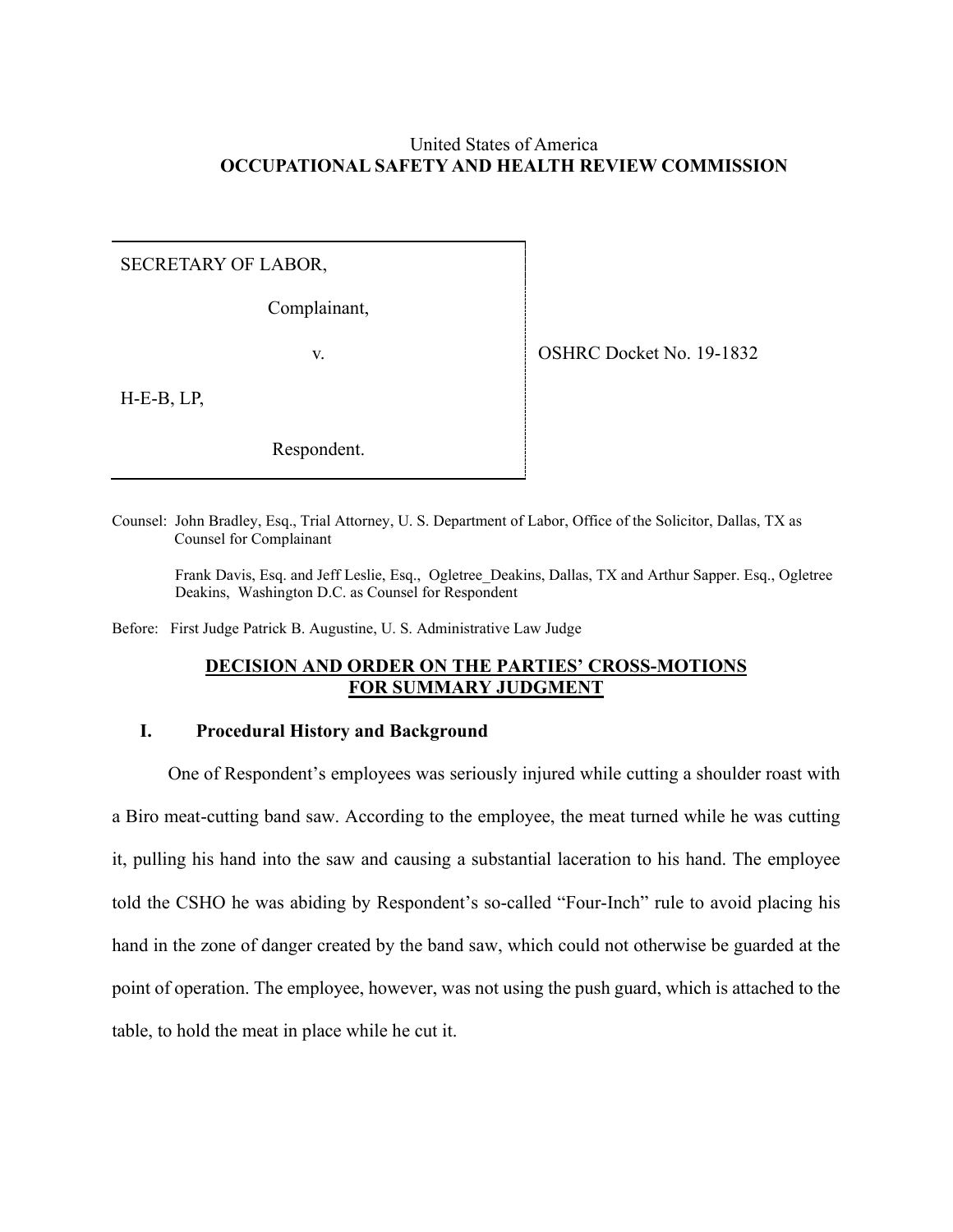United States of America
**OCCUPATIONAL SAFETY AND HEALTH REVIEW COMMISSION**

| | |
|---|---|
| SECRETARY OF LABOR,<br><br>Complainant,<br><br>v.<br><br>H-E-B, LP,<br><br>Respondent. | OSHRC Docket No. 19-1832 |

Counsel: John Bradley, Esq., Trial Attorney, U. S. Department of Labor, Office of the Solicitor, Dallas, TX as Counsel for Complainant

Frank Davis, Esq. and Jeff Leslie, Esq., Ogletree_Deakins, Dallas, TX and Arthur Sapper. Esq., Ogletree Deakins, Washington D.C. as Counsel for Respondent

Before: First Judge Patrick B. Augustine, U. S. Administrative Law Judge

**DECISION AND ORDER ON THE PARTIES' CROSS-MOTIONS FOR SUMMARY JUDGMENT**

## I. Procedural History and Background

One of Respondent's employees was seriously injured while cutting a shoulder roast with a Biro meat-cutting band saw. According to the employee, the meat turned while he was cutting it, pulling his hand into the saw and causing a substantial laceration to his hand. The employee told the CSHO he was abiding by Respondent's so-called "Four-Inch" rule to avoid placing his hand in the zone of danger created by the band saw, which could not otherwise be guarded at the point of operation. The employee, however, was not using the push guard, which is attached to the table, to hold the meat in place while he cut it.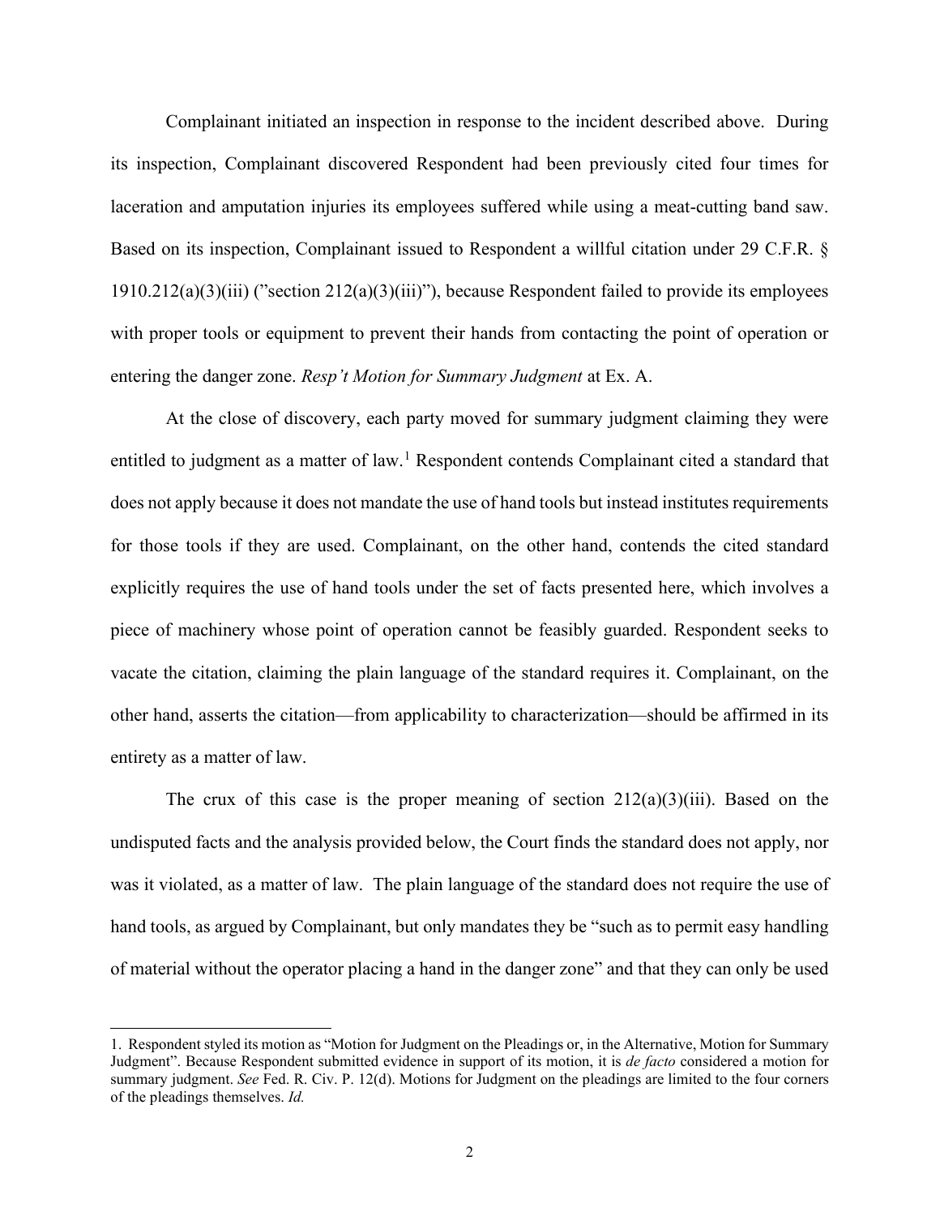Complainant initiated an inspection in response to the incident described above. During its inspection, Complainant discovered Respondent had been previously cited four times for laceration and amputation injuries its employees suffered while using a meat-cutting band saw. Based on its inspection, Complainant issued to Respondent a willful citation under 29 C.F.R. § 1910.212(a)(3)(iii) ("section 212(a)(3)(iii)"), because Respondent failed to provide its employees with proper tools or equipment to prevent their hands from contacting the point of operation or entering the danger zone. *Resp't Motion for Summary Judgment* at Ex. A.

At the close of discovery, each party moved for summary judgment claiming they were entitled to judgment as a matter of law.[1] Respondent contends Complainant cited a standard that does not apply because it does not mandate the use of hand tools but instead institutes requirements for those tools if they are used. Complainant, on the other hand, contends the cited standard explicitly requires the use of hand tools under the set of facts presented here, which involves a piece of machinery whose point of operation cannot be feasibly guarded. Respondent seeks to vacate the citation, claiming the plain language of the standard requires it. Complainant, on the other hand, asserts the citation—from applicability to characterization—should be affirmed in its entirety as a matter of law.

The crux of this case is the proper meaning of section 212(a)(3)(iii). Based on the undisputed facts and the analysis provided below, the Court finds the standard does not apply, nor was it violated, as a matter of law. The plain language of the standard does not require the use of hand tools, as argued by Complainant, but only mandates they be "such as to permit easy handling of material without the operator placing a hand in the danger zone" and that they can only be used

---

1. Respondent styled its motion as "Motion for Judgment on the Pleadings or, in the Alternative, Motion for Summary Judgment". Because Respondent submitted evidence in support of its motion, it is *de facto* considered a motion for summary judgment. *See* Fed. R. Civ. P. 12(d). Motions for Judgment on the pleadings are limited to the four corners of the pleadings themselves. *Id.*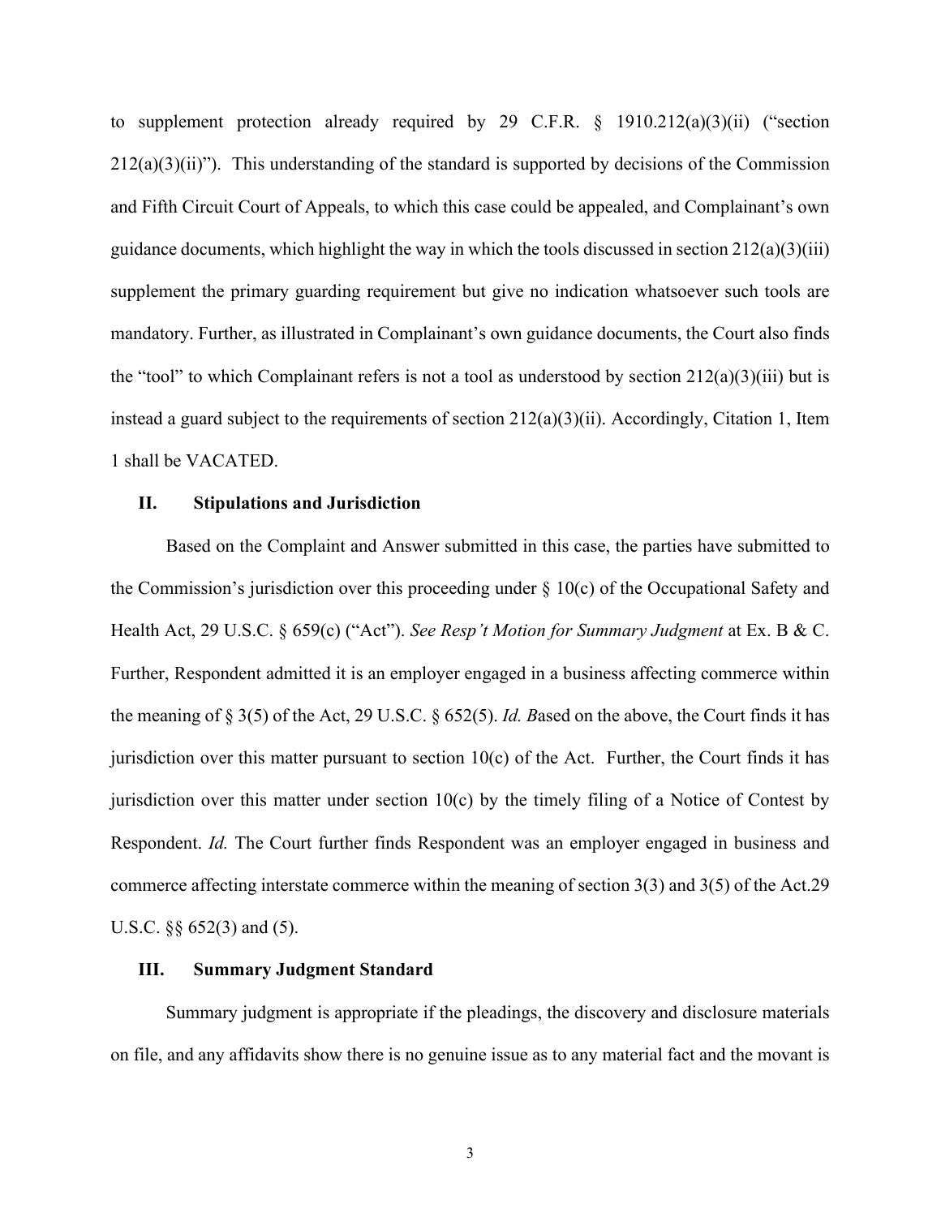to supplement protection already required by 29 C.F.R. § 1910.212(a)(3)(ii) ("section 212(a)(3)(ii)"). This understanding of the standard is supported by decisions of the Commission and Fifth Circuit Court of Appeals, to which this case could be appealed, and Complainant's own guidance documents, which highlight the way in which the tools discussed in section 212(a)(3)(iii) supplement the primary guarding requirement but give no indication whatsoever such tools are mandatory. Further, as illustrated in Complainant's own guidance documents, the Court also finds the "tool" to which Complainant refers is not a tool as understood by section 212(a)(3)(iii) but is instead a guard subject to the requirements of section 212(a)(3)(ii). Accordingly, Citation 1, Item 1 shall be VACATED.

## II. Stipulations and Jurisdiction

Based on the Complaint and Answer submitted in this case, the parties have submitted to the Commission's jurisdiction over this proceeding under § 10(c) of the Occupational Safety and Health Act, 29 U.S.C. § 659(c) ("Act"). *See Resp't Motion for Summary Judgment* at Ex. B & C. Further, Respondent admitted it is an employer engaged in a business affecting commerce within the meaning of § 3(5) of the Act, 29 U.S.C. § 652(5). *Id. B*ased on the above, the Court finds it has jurisdiction over this matter pursuant to section 10(c) of the Act. Further, the Court finds it has jurisdiction over this matter under section 10(c) by the timely filing of a Notice of Contest by Respondent. *Id.* The Court further finds Respondent was an employer engaged in business and commerce affecting interstate commerce within the meaning of section 3(3) and 3(5) of the Act.29 U.S.C. §§ 652(3) and (5).

## III. Summary Judgment Standard

Summary judgment is appropriate if the pleadings, the discovery and disclosure materials on file, and any affidavits show there is no genuine issue as to any material fact and the movant is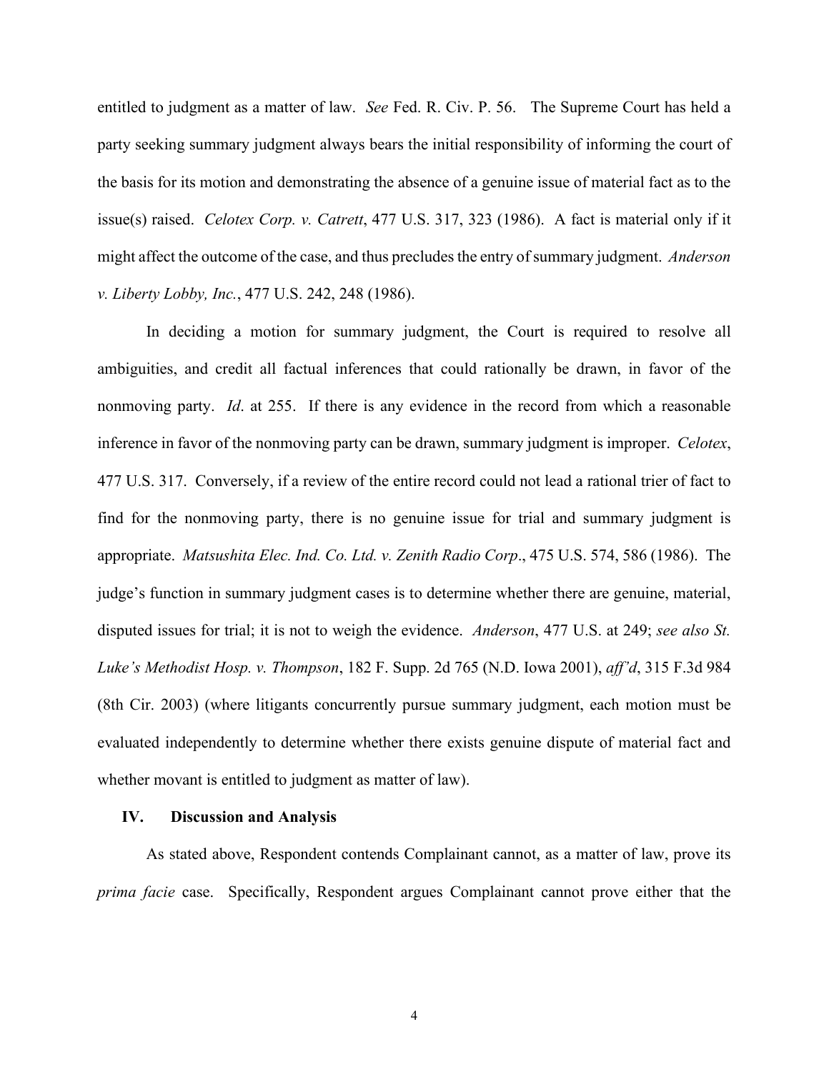entitled to judgment as a matter of law. *See* Fed. R. Civ. P. 56. The Supreme Court has held a party seeking summary judgment always bears the initial responsibility of informing the court of the basis for its motion and demonstrating the absence of a genuine issue of material fact as to the issue(s) raised. *Celotex Corp. v. Catrett*, 477 U.S. 317, 323 (1986). A fact is material only if it might affect the outcome of the case, and thus precludes the entry of summary judgment. *Anderson v. Liberty Lobby, Inc.*, 477 U.S. 242, 248 (1986).

In deciding a motion for summary judgment, the Court is required to resolve all ambiguities, and credit all factual inferences that could rationally be drawn, in favor of the nonmoving party. *Id*. at 255. If there is any evidence in the record from which a reasonable inference in favor of the nonmoving party can be drawn, summary judgment is improper. *Celotex*, 477 U.S. 317. Conversely, if a review of the entire record could not lead a rational trier of fact to find for the nonmoving party, there is no genuine issue for trial and summary judgment is appropriate. *Matsushita Elec. Ind. Co. Ltd. v. Zenith Radio Corp*., 475 U.S. 574, 586 (1986). The judge's function in summary judgment cases is to determine whether there are genuine, material, disputed issues for trial; it is not to weigh the evidence. *Anderson*, 477 U.S. at 249; *see also St. Luke's Methodist Hosp. v. Thompson*, 182 F. Supp. 2d 765 (N.D. Iowa 2001), *aff'd*, 315 F.3d 984 (8th Cir. 2003) (where litigants concurrently pursue summary judgment, each motion must be evaluated independently to determine whether there exists genuine dispute of material fact and whether movant is entitled to judgment as matter of law).

## IV. Discussion and Analysis

As stated above, Respondent contends Complainant cannot, as a matter of law, prove its *prima facie* case. Specifically, Respondent argues Complainant cannot prove either that the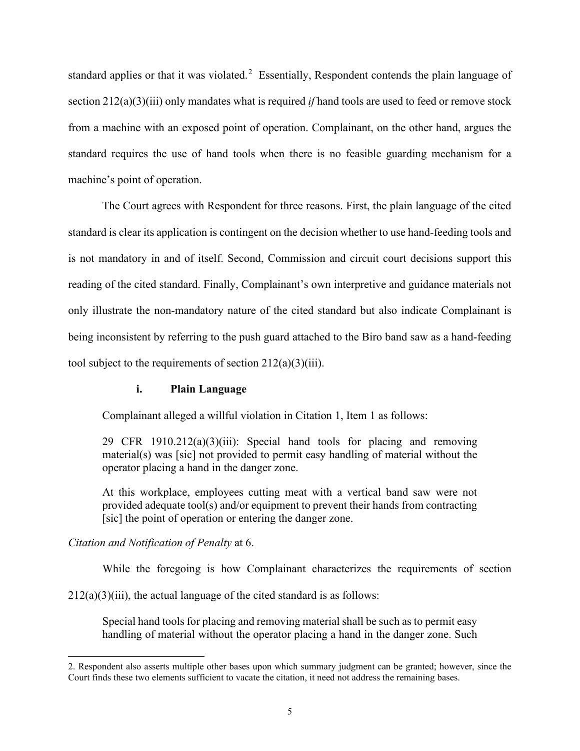standard applies or that it was violated.[2] Essentially, Respondent contends the plain language of section 212(a)(3)(iii) only mandates what is required *if* hand tools are used to feed or remove stock from a machine with an exposed point of operation. Complainant, on the other hand, argues the standard requires the use of hand tools when there is no feasible guarding mechanism for a machine's point of operation.

The Court agrees with Respondent for three reasons. First, the plain language of the cited standard is clear its application is contingent on the decision whether to use hand-feeding tools and is not mandatory in and of itself. Second, Commission and circuit court decisions support this reading of the cited standard. Finally, Complainant's own interpretive and guidance materials not only illustrate the non-mandatory nature of the cited standard but also indicate Complainant is being inconsistent by referring to the push guard attached to the Biro band saw as a hand-feeding tool subject to the requirements of section 212(a)(3)(iii).

#### i. Plain Language

Complainant alleged a willful violation in Citation 1, Item 1 as follows:

> 29 CFR 1910.212(a)(3)(iii): Special hand tools for placing and removing material(s) was [sic] not provided to permit easy handling of material without the operator placing a hand in the danger zone.
>
> At this workplace, employees cutting meat with a vertical band saw were not provided adequate tool(s) and/or equipment to prevent their hands from contracting [sic] the point of operation or entering the danger zone.

*Citation and Notification of Penalty* at 6.

While the foregoing is how Complainant characterizes the requirements of section 212(a)(3)(iii), the actual language of the cited standard is as follows:

> Special hand tools for placing and removing material shall be such as to permit easy handling of material without the operator placing a hand in the danger zone. Such

---

2. Respondent also asserts multiple other bases upon which summary judgment can be granted; however, since the Court finds these two elements sufficient to vacate the citation, it need not address the remaining bases.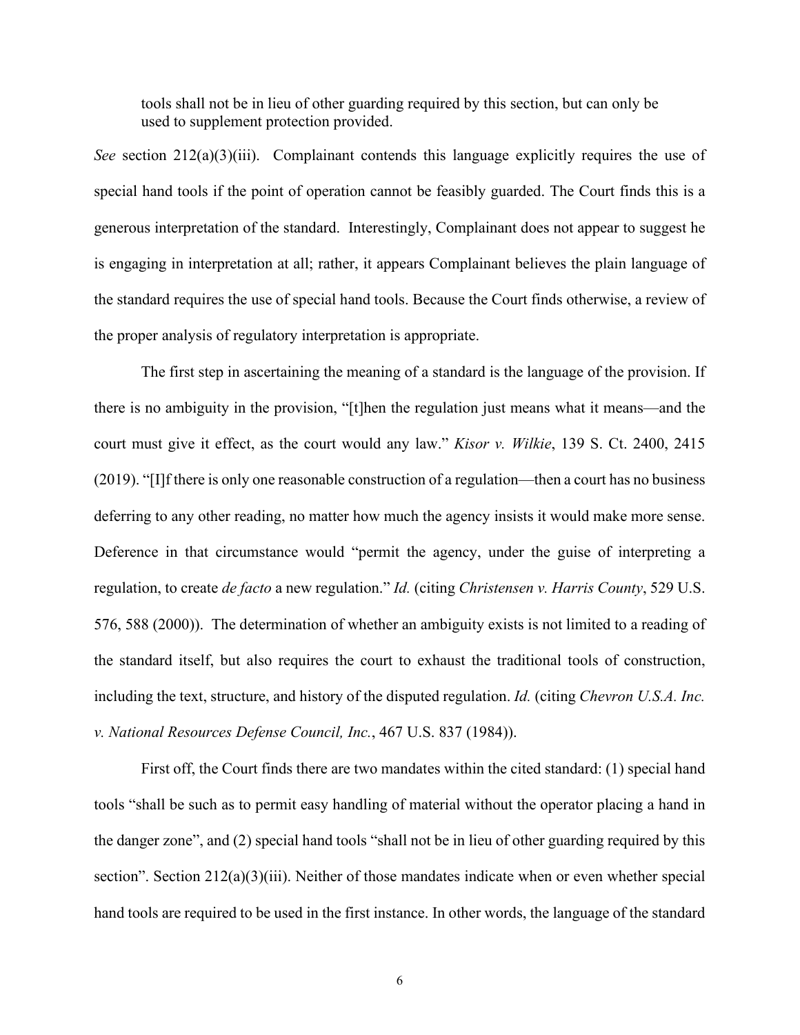> tools shall not be in lieu of other guarding required by this section, but can only be used to supplement protection provided.

*See* section 212(a)(3)(iii). Complainant contends this language explicitly requires the use of special hand tools if the point of operation cannot be feasibly guarded. The Court finds this is a generous interpretation of the standard. Interestingly, Complainant does not appear to suggest he is engaging in interpretation at all; rather, it appears Complainant believes the plain language of the standard requires the use of special hand tools. Because the Court finds otherwise, a review of the proper analysis of regulatory interpretation is appropriate.

The first step in ascertaining the meaning of a standard is the language of the provision. If there is no ambiguity in the provision, "[t]hen the regulation just means what it means—and the court must give it effect, as the court would any law." *Kisor v. Wilkie*, 139 S. Ct. 2400, 2415 (2019). "[I]f there is only one reasonable construction of a regulation—then a court has no business deferring to any other reading, no matter how much the agency insists it would make more sense. Deference in that circumstance would "permit the agency, under the guise of interpreting a regulation, to create *de facto* a new regulation." *Id.* (citing *Christensen v. Harris County*, 529 U.S. 576, 588 (2000)). The determination of whether an ambiguity exists is not limited to a reading of the standard itself, but also requires the court to exhaust the traditional tools of construction, including the text, structure, and history of the disputed regulation. *Id.* (citing *Chevron U.S.A. Inc. v. National Resources Defense Council, Inc.*, 467 U.S. 837 (1984)).

First off, the Court finds there are two mandates within the cited standard: (1) special hand tools "shall be such as to permit easy handling of material without the operator placing a hand in the danger zone", and (2) special hand tools "shall not be in lieu of other guarding required by this section". Section 212(a)(3)(iii). Neither of those mandates indicate when or even whether special hand tools are required to be used in the first instance. In other words, the language of the standard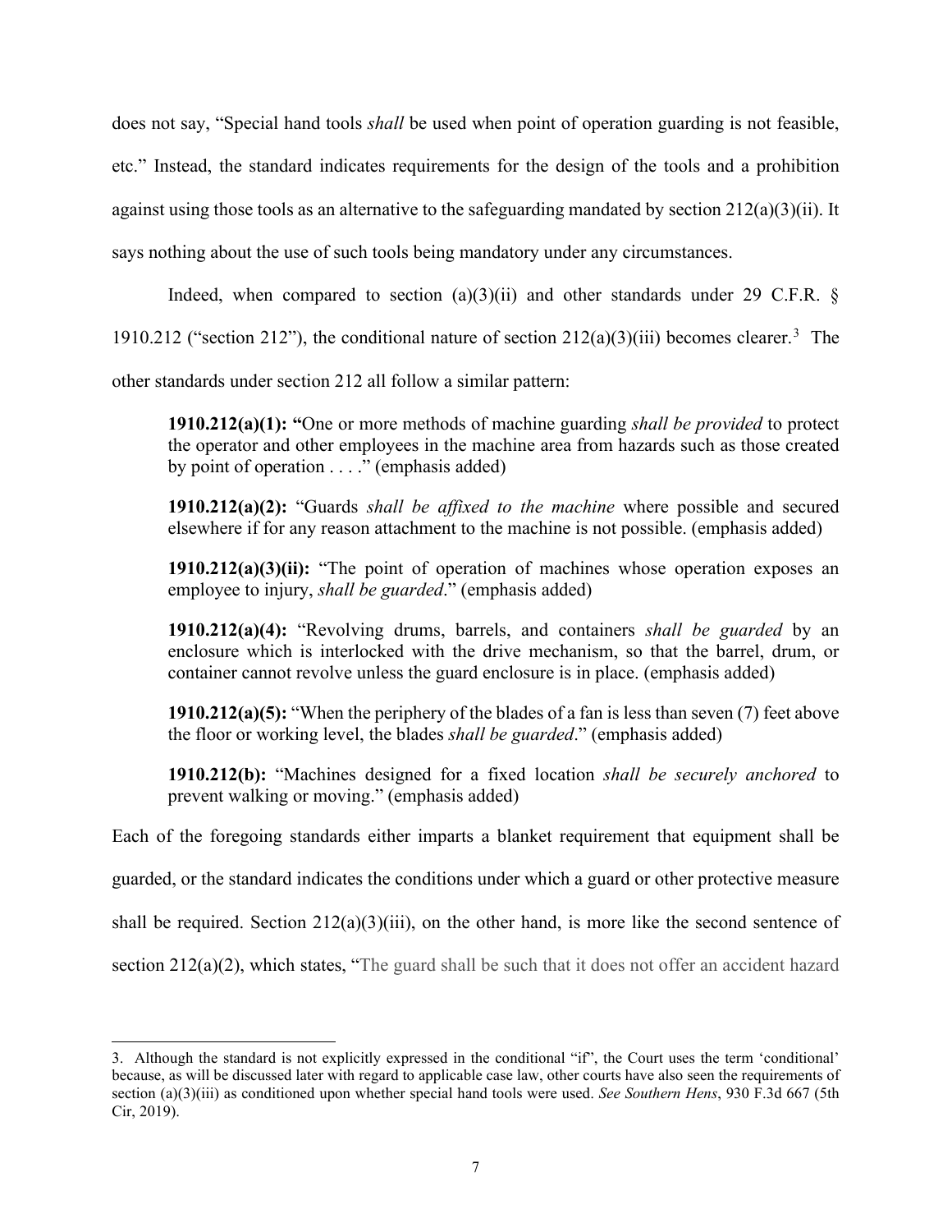does not say, "Special hand tools *shall* be used when point of operation guarding is not feasible, etc." Instead, the standard indicates requirements for the design of the tools and a prohibition against using those tools as an alternative to the safeguarding mandated by section 212(a)(3)(ii). It says nothing about the use of such tools being mandatory under any circumstances.

Indeed, when compared to section (a)(3)(ii) and other standards under 29 C.F.R. § 1910.212 ("section 212"), the conditional nature of section 212(a)(3)(iii) becomes clearer.[3] The other standards under section 212 all follow a similar pattern:

> **1910.212(a)(1): "**One or more methods of machine guarding *shall be provided* to protect the operator and other employees in the machine area from hazards such as those created by point of operation . . . ." (emphasis added)
>
> **1910.212(a)(2):** "Guards *shall be affixed to the machine* where possible and secured elsewhere if for any reason attachment to the machine is not possible. (emphasis added)
>
> **1910.212(a)(3)(ii):** "The point of operation of machines whose operation exposes an employee to injury, *shall be guarded*." (emphasis added)
>
> **1910.212(a)(4):** "Revolving drums, barrels, and containers *shall be guarded* by an enclosure which is interlocked with the drive mechanism, so that the barrel, drum, or container cannot revolve unless the guard enclosure is in place. (emphasis added)
>
> **1910.212(a)(5):** "When the periphery of the blades of a fan is less than seven (7) feet above the floor or working level, the blades *shall be guarded*." (emphasis added)
>
> **1910.212(b):** "Machines designed for a fixed location *shall be securely anchored* to prevent walking or moving." (emphasis added)

Each of the foregoing standards either imparts a blanket requirement that equipment shall be guarded, or the standard indicates the conditions under which a guard or other protective measure shall be required. Section 212(a)(3)(iii), on the other hand, is more like the second sentence of section 212(a)(2), which states, "The guard shall be such that it does not offer an accident hazard

---

3. Although the standard is not explicitly expressed in the conditional "if", the Court uses the term 'conditional' because, as will be discussed later with regard to applicable case law, other courts have also seen the requirements of section (a)(3)(iii) as conditioned upon whether special hand tools were used. *See Southern Hens*, 930 F.3d 667 (5th Cir, 2019).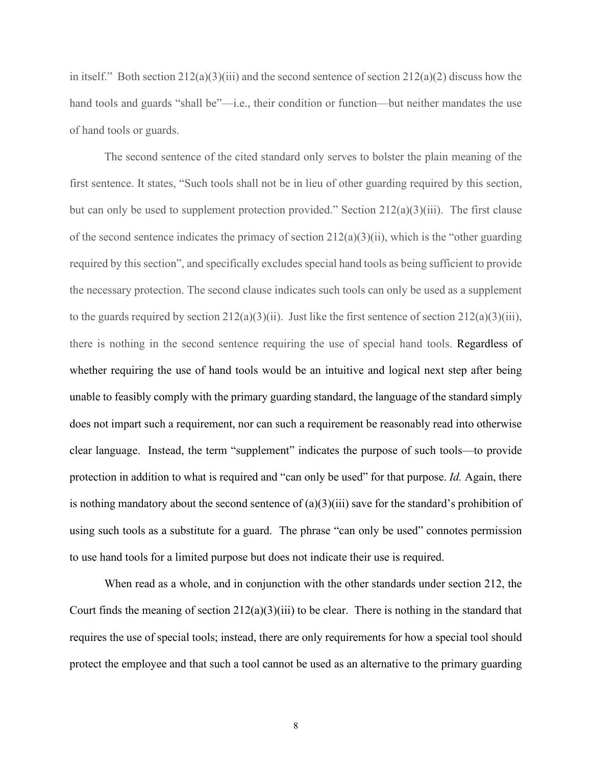in itself." Both section 212(a)(3)(iii) and the second sentence of section 212(a)(2) discuss how the hand tools and guards "shall be"—i.e., their condition or function—but neither mandates the use of hand tools or guards.

The second sentence of the cited standard only serves to bolster the plain meaning of the first sentence. It states, "Such tools shall not be in lieu of other guarding required by this section, but can only be used to supplement protection provided." Section 212(a)(3)(iii). The first clause of the second sentence indicates the primacy of section 212(a)(3)(ii), which is the "other guarding required by this section", and specifically excludes special hand tools as being sufficient to provide the necessary protection. The second clause indicates such tools can only be used as a supplement to the guards required by section 212(a)(3)(ii). Just like the first sentence of section 212(a)(3)(iii), there is nothing in the second sentence requiring the use of special hand tools. Regardless of whether requiring the use of hand tools would be an intuitive and logical next step after being unable to feasibly comply with the primary guarding standard, the language of the standard simply does not impart such a requirement, nor can such a requirement be reasonably read into otherwise clear language. Instead, the term "supplement" indicates the purpose of such tools—to provide protection in addition to what is required and "can only be used" for that purpose. *Id.* Again, there is nothing mandatory about the second sentence of (a)(3)(iii) save for the standard's prohibition of using such tools as a substitute for a guard. The phrase "can only be used" connotes permission to use hand tools for a limited purpose but does not indicate their use is required.

When read as a whole, and in conjunction with the other standards under section 212, the Court finds the meaning of section 212(a)(3)(iii) to be clear. There is nothing in the standard that requires the use of special tools; instead, there are only requirements for how a special tool should protect the employee and that such a tool cannot be used as an alternative to the primary guarding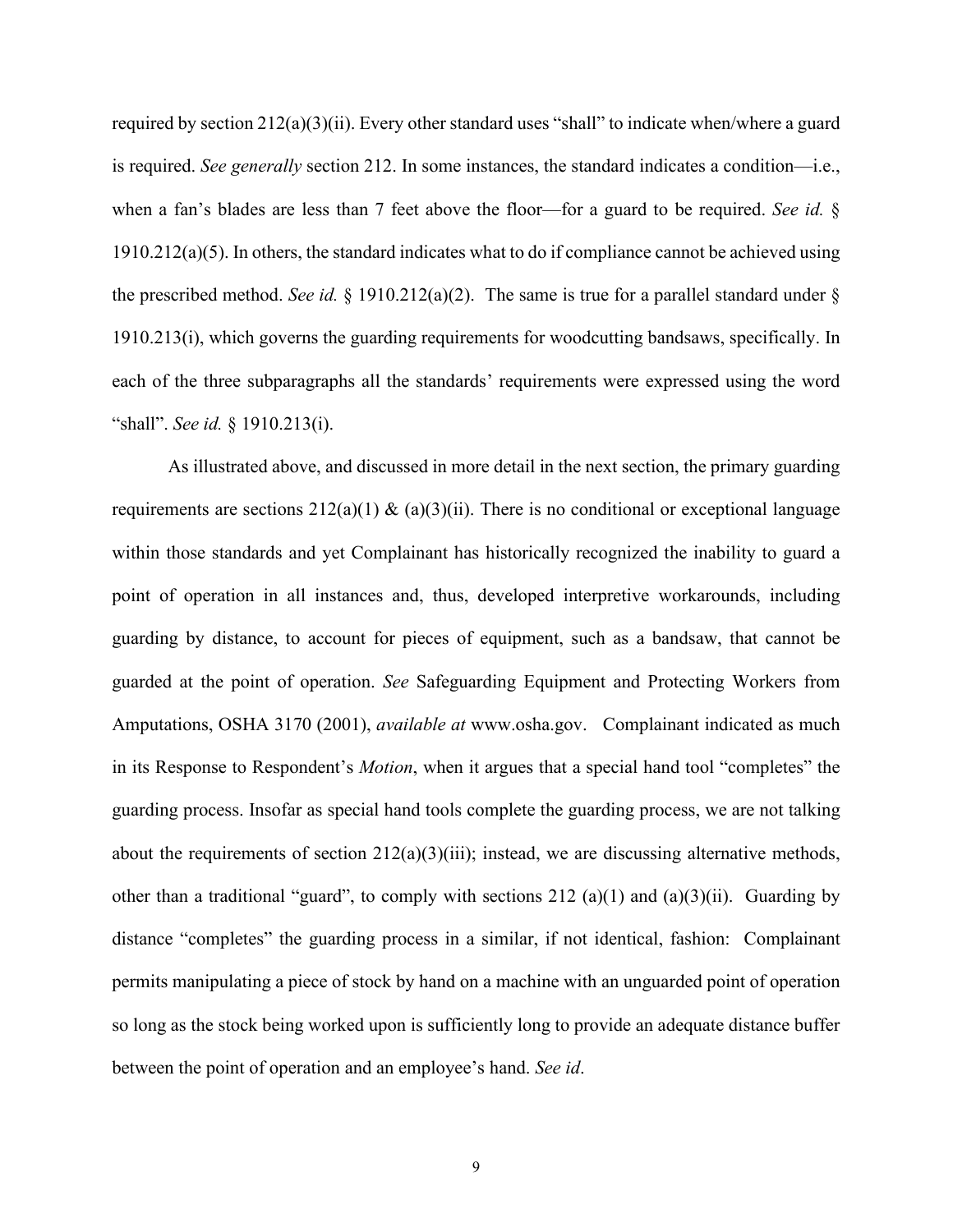required by section 212(a)(3)(ii). Every other standard uses "shall" to indicate when/where a guard is required. *See generally* section 212. In some instances, the standard indicates a condition—i.e., when a fan's blades are less than 7 feet above the floor—for a guard to be required. *See id.* § 1910.212(a)(5). In others, the standard indicates what to do if compliance cannot be achieved using the prescribed method. *See id.* § 1910.212(a)(2). The same is true for a parallel standard under § 1910.213(i), which governs the guarding requirements for woodcutting bandsaws, specifically. In each of the three subparagraphs all the standards' requirements were expressed using the word "shall". *See id.* § 1910.213(i).

As illustrated above, and discussed in more detail in the next section, the primary guarding requirements are sections 212(a)(1) & (a)(3)(ii). There is no conditional or exceptional language within those standards and yet Complainant has historically recognized the inability to guard a point of operation in all instances and, thus, developed interpretive workarounds, including guarding by distance, to account for pieces of equipment, such as a bandsaw, that cannot be guarded at the point of operation. *See* Safeguarding Equipment and Protecting Workers from Amputations, OSHA 3170 (2001), *available at* www.osha.gov. Complainant indicated as much in its Response to Respondent's *Motion*, when it argues that a special hand tool "completes" the guarding process. Insofar as special hand tools complete the guarding process, we are not talking about the requirements of section 212(a)(3)(iii); instead, we are discussing alternative methods, other than a traditional "guard", to comply with sections 212 (a)(1) and (a)(3)(ii). Guarding by distance "completes" the guarding process in a similar, if not identical, fashion: Complainant permits manipulating a piece of stock by hand on a machine with an unguarded point of operation so long as the stock being worked upon is sufficiently long to provide an adequate distance buffer between the point of operation and an employee's hand. *See id*.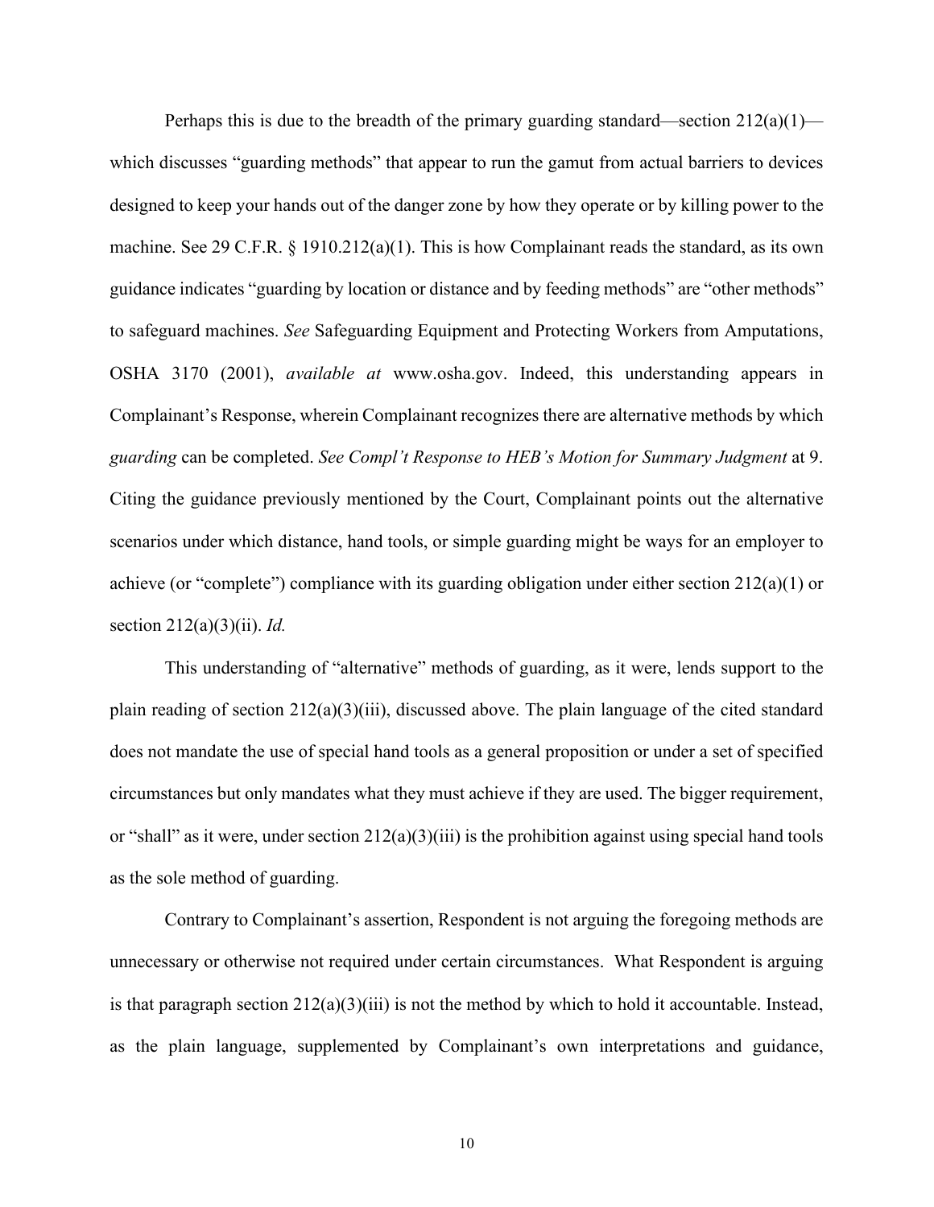Perhaps this is due to the breadth of the primary guarding standard—section 212(a)(1)—which discusses "guarding methods" that appear to run the gamut from actual barriers to devices designed to keep your hands out of the danger zone by how they operate or by killing power to the machine. See 29 C.F.R. § 1910.212(a)(1). This is how Complainant reads the standard, as its own guidance indicates "guarding by location or distance and by feeding methods" are "other methods" to safeguard machines. *See* Safeguarding Equipment and Protecting Workers from Amputations, OSHA 3170 (2001), *available at* www.osha.gov. Indeed, this understanding appears in Complainant's Response, wherein Complainant recognizes there are alternative methods by which *guarding* can be completed. *See Compl't Response to HEB's Motion for Summary Judgment* at 9. Citing the guidance previously mentioned by the Court, Complainant points out the alternative scenarios under which distance, hand tools, or simple guarding might be ways for an employer to achieve (or "complete") compliance with its guarding obligation under either section 212(a)(1) or section 212(a)(3)(ii). *Id.*

This understanding of "alternative" methods of guarding, as it were, lends support to the plain reading of section 212(a)(3)(iii), discussed above. The plain language of the cited standard does not mandate the use of special hand tools as a general proposition or under a set of specified circumstances but only mandates what they must achieve if they are used. The bigger requirement, or "shall" as it were, under section 212(a)(3)(iii) is the prohibition against using special hand tools as the sole method of guarding.

Contrary to Complainant's assertion, Respondent is not arguing the foregoing methods are unnecessary or otherwise not required under certain circumstances. What Respondent is arguing is that paragraph section 212(a)(3)(iii) is not the method by which to hold it accountable. Instead, as the plain language, supplemented by Complainant's own interpretations and guidance,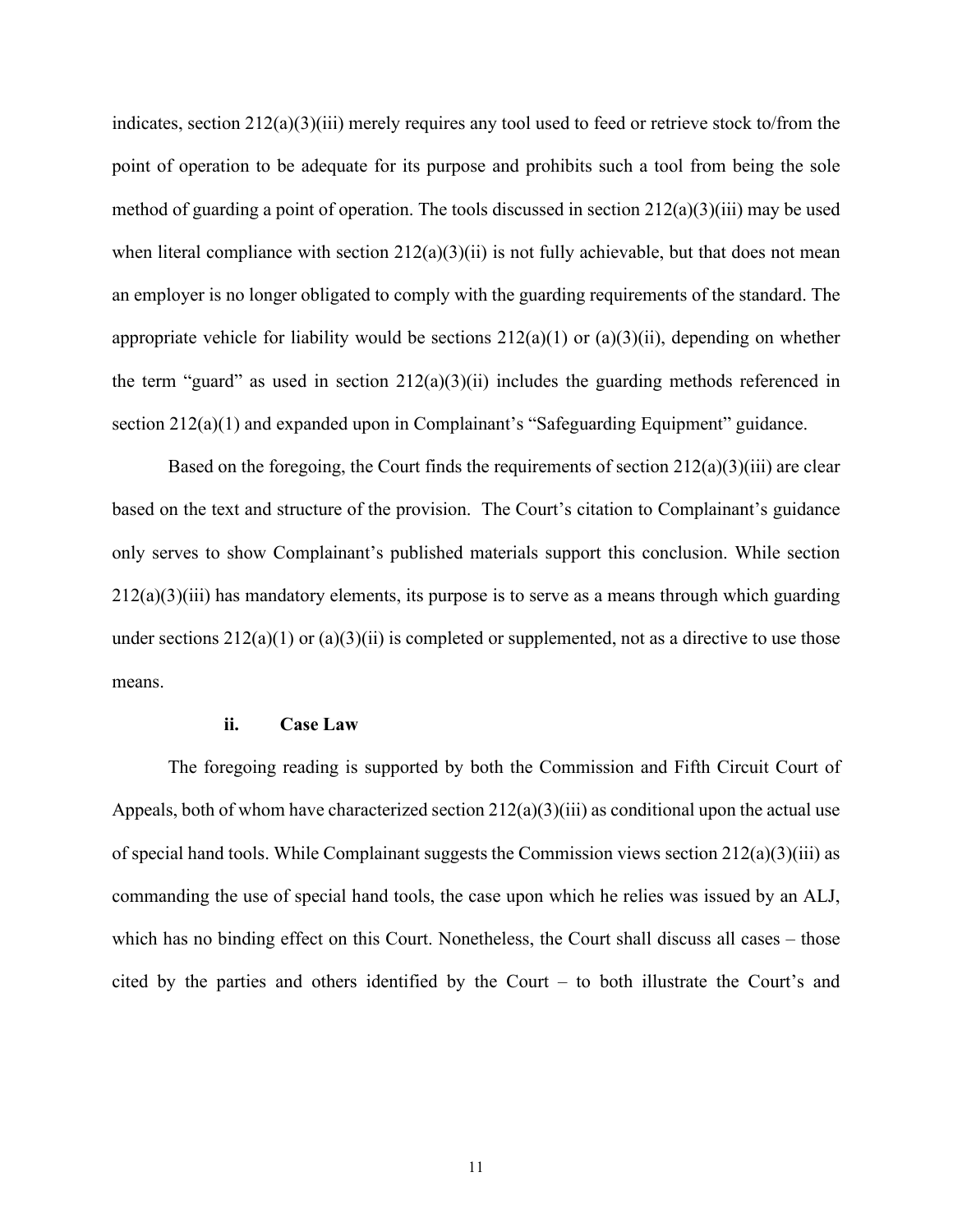indicates, section 212(a)(3)(iii) merely requires any tool used to feed or retrieve stock to/from the point of operation to be adequate for its purpose and prohibits such a tool from being the sole method of guarding a point of operation. The tools discussed in section 212(a)(3)(iii) may be used when literal compliance with section 212(a)(3)(ii) is not fully achievable, but that does not mean an employer is no longer obligated to comply with the guarding requirements of the standard. The appropriate vehicle for liability would be sections 212(a)(1) or (a)(3)(ii), depending on whether the term "guard" as used in section 212(a)(3)(ii) includes the guarding methods referenced in section 212(a)(1) and expanded upon in Complainant's "Safeguarding Equipment" guidance.

Based on the foregoing, the Court finds the requirements of section 212(a)(3)(iii) are clear based on the text and structure of the provision. The Court's citation to Complainant's guidance only serves to show Complainant's published materials support this conclusion. While section 212(a)(3)(iii) has mandatory elements, its purpose is to serve as a means through which guarding under sections 212(a)(1) or (a)(3)(ii) is completed or supplemented, not as a directive to use those means.

**ii. Case Law**

The foregoing reading is supported by both the Commission and Fifth Circuit Court of Appeals, both of whom have characterized section 212(a)(3)(iii) as conditional upon the actual use of special hand tools. While Complainant suggests the Commission views section 212(a)(3)(iii) as commanding the use of special hand tools, the case upon which he relies was issued by an ALJ, which has no binding effect on this Court. Nonetheless, the Court shall discuss all cases – those cited by the parties and others identified by the Court – to both illustrate the Court's and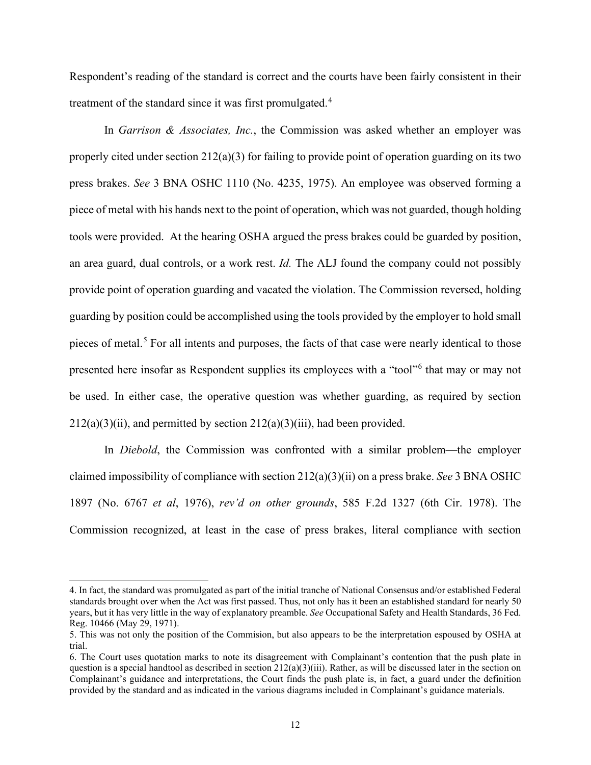Respondent's reading of the standard is correct and the courts have been fairly consistent in their treatment of the standard since it was first promulgated.[4]

In *Garrison & Associates, Inc.*, the Commission was asked whether an employer was properly cited under section 212(a)(3) for failing to provide point of operation guarding on its two press brakes. *See* 3 BNA OSHC 1110 (No. 4235, 1975). An employee was observed forming a piece of metal with his hands next to the point of operation, which was not guarded, though holding tools were provided. At the hearing OSHA argued the press brakes could be guarded by position, an area guard, dual controls, or a work rest. *Id.* The ALJ found the company could not possibly provide point of operation guarding and vacated the violation. The Commission reversed, holding guarding by position could be accomplished using the tools provided by the employer to hold small pieces of metal.[5] For all intents and purposes, the facts of that case were nearly identical to those presented here insofar as Respondent supplies its employees with a "tool"[6] that may or may not be used. In either case, the operative question was whether guarding, as required by section 212(a)(3)(ii), and permitted by section 212(a)(3)(iii), had been provided.

In *Diebold*, the Commission was confronted with a similar problem—the employer claimed impossibility of compliance with section 212(a)(3)(ii) on a press brake. *See* 3 BNA OSHC 1897 (No. 6767 *et al*, 1976), *rev'd on other grounds*, 585 F.2d 1327 (6th Cir. 1978). The Commission recognized, at least in the case of press brakes, literal compliance with section

---

4. In fact, the standard was promulgated as part of the initial tranche of National Consensus and/or established Federal standards brought over when the Act was first passed. Thus, not only has it been an established standard for nearly 50 years, but it has very little in the way of explanatory preamble. *See* Occupational Safety and Health Standards, 36 Fed. Reg. 10466 (May 29, 1971).

5. This was not only the position of the Commision, but also appears to be the interpretation espoused by OSHA at trial.

6. The Court uses quotation marks to note its disagreement with Complainant's contention that the push plate in question is a special handtool as described in section 212(a)(3)(iii). Rather, as will be discussed later in the section on Complainant's guidance and interpretations, the Court finds the push plate is, in fact, a guard under the definition provided by the standard and as indicated in the various diagrams included in Complainant's guidance materials.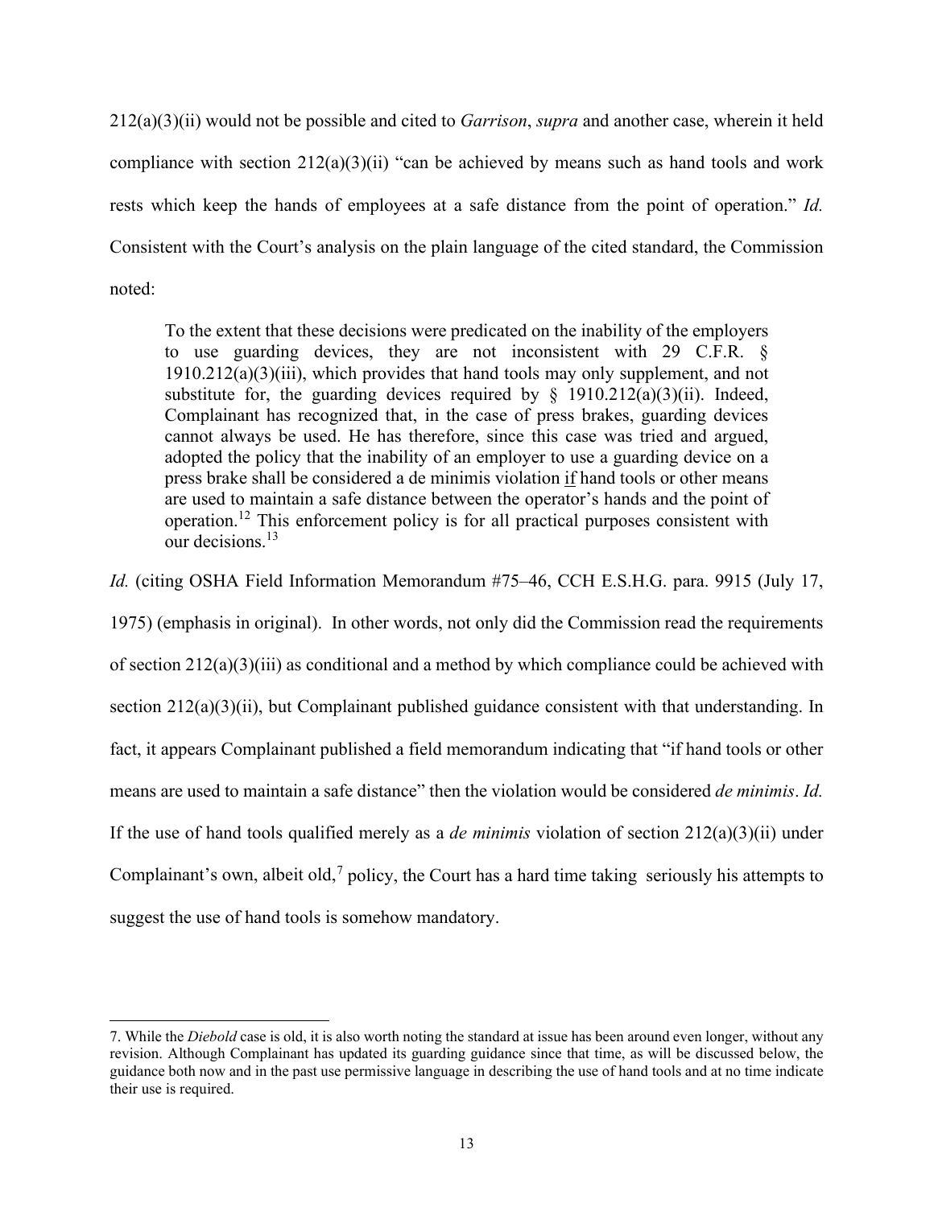212(a)(3)(ii) would not be possible and cited to *Garrison*, *supra* and another case, wherein it held compliance with section 212(a)(3)(ii) "can be achieved by means such as hand tools and work rests which keep the hands of employees at a safe distance from the point of operation." *Id.* Consistent with the Court's analysis on the plain language of the cited standard, the Commission noted:

> To the extent that these decisions were predicated on the inability of the employers to use guarding devices, they are not inconsistent with 29 C.F.R. § 1910.212(a)(3)(iii), which provides that hand tools may only supplement, and not substitute for, the guarding devices required by § 1910.212(a)(3)(ii). Indeed, Complainant has recognized that, in the case of press brakes, guarding devices cannot always be used. He has therefore, since this case was tried and argued, adopted the policy that the inability of an employer to use a guarding device on a press brake shall be considered a de minimis violation <u>if</u> hand tools or other means are used to maintain a safe distance between the operator's hands and the point of operation.[12] This enforcement policy is for all practical purposes consistent with our decisions.[13]

*Id.* (citing OSHA Field Information Memorandum #75–46, CCH E.S.H.G. para. 9915 (July 17, 1975) (emphasis in original). In other words, not only did the Commission read the requirements of section 212(a)(3)(iii) as conditional and a method by which compliance could be achieved with section 212(a)(3)(ii), but Complainant published guidance consistent with that understanding. In fact, it appears Complainant published a field memorandum indicating that "if hand tools or other means are used to maintain a safe distance" then the violation would be considered *de minimis*. *Id.* If the use of hand tools qualified merely as a *de minimis* violation of section 212(a)(3)(ii) under Complainant's own, albeit old,[7] policy, the Court has a hard time taking seriously his attempts to suggest the use of hand tools is somehow mandatory.

---

7. While the *Diebold* case is old, it is also worth noting the standard at issue has been around even longer, without any revision. Although Complainant has updated its guarding guidance since that time, as will be discussed below, the guidance both now and in the past use permissive language in describing the use of hand tools and at no time indicate their use is required.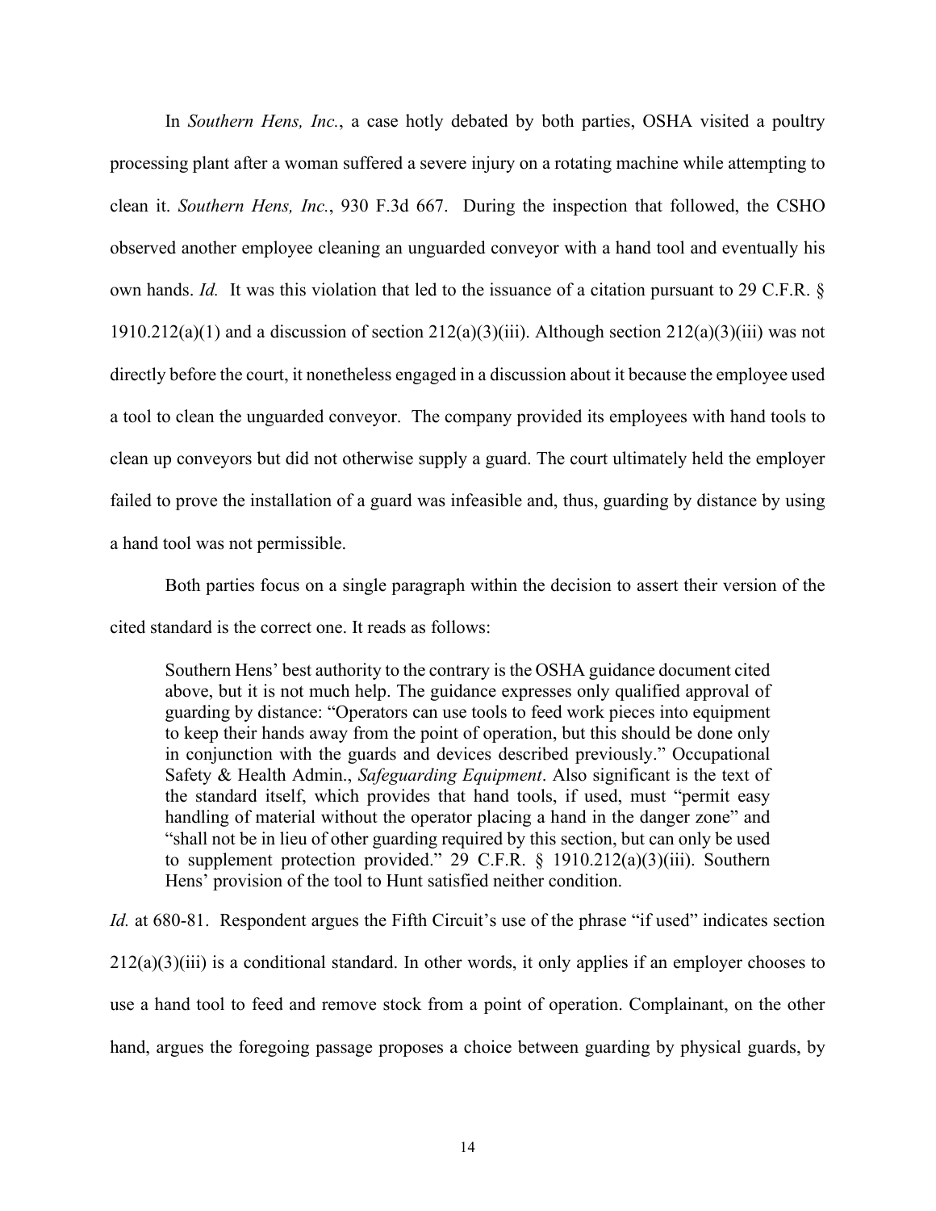In *Southern Hens, Inc.*, a case hotly debated by both parties, OSHA visited a poultry processing plant after a woman suffered a severe injury on a rotating machine while attempting to clean it. *Southern Hens, Inc.*, 930 F.3d 667. During the inspection that followed, the CSHO observed another employee cleaning an unguarded conveyor with a hand tool and eventually his own hands. *Id.* It was this violation that led to the issuance of a citation pursuant to 29 C.F.R. § 1910.212(a)(1) and a discussion of section 212(a)(3)(iii). Although section 212(a)(3)(iii) was not directly before the court, it nonetheless engaged in a discussion about it because the employee used a tool to clean the unguarded conveyor. The company provided its employees with hand tools to clean up conveyors but did not otherwise supply a guard. The court ultimately held the employer failed to prove the installation of a guard was infeasible and, thus, guarding by distance by using a hand tool was not permissible.

Both parties focus on a single paragraph within the decision to assert their version of the cited standard is the correct one. It reads as follows:

> Southern Hens' best authority to the contrary is the OSHA guidance document cited above, but it is not much help. The guidance expresses only qualified approval of guarding by distance: "Operators can use tools to feed work pieces into equipment to keep their hands away from the point of operation, but this should be done only in conjunction with the guards and devices described previously." Occupational Safety & Health Admin., *Safeguarding Equipment*. Also significant is the text of the standard itself, which provides that hand tools, if used, must "permit easy handling of material without the operator placing a hand in the danger zone" and "shall not be in lieu of other guarding required by this section, but can only be used to supplement protection provided." 29 C.F.R. § 1910.212(a)(3)(iii). Southern Hens' provision of the tool to Hunt satisfied neither condition.

*Id.* at 680-81. Respondent argues the Fifth Circuit's use of the phrase "if used" indicates section 212(a)(3)(iii) is a conditional standard. In other words, it only applies if an employer chooses to use a hand tool to feed and remove stock from a point of operation. Complainant, on the other hand, argues the foregoing passage proposes a choice between guarding by physical guards, by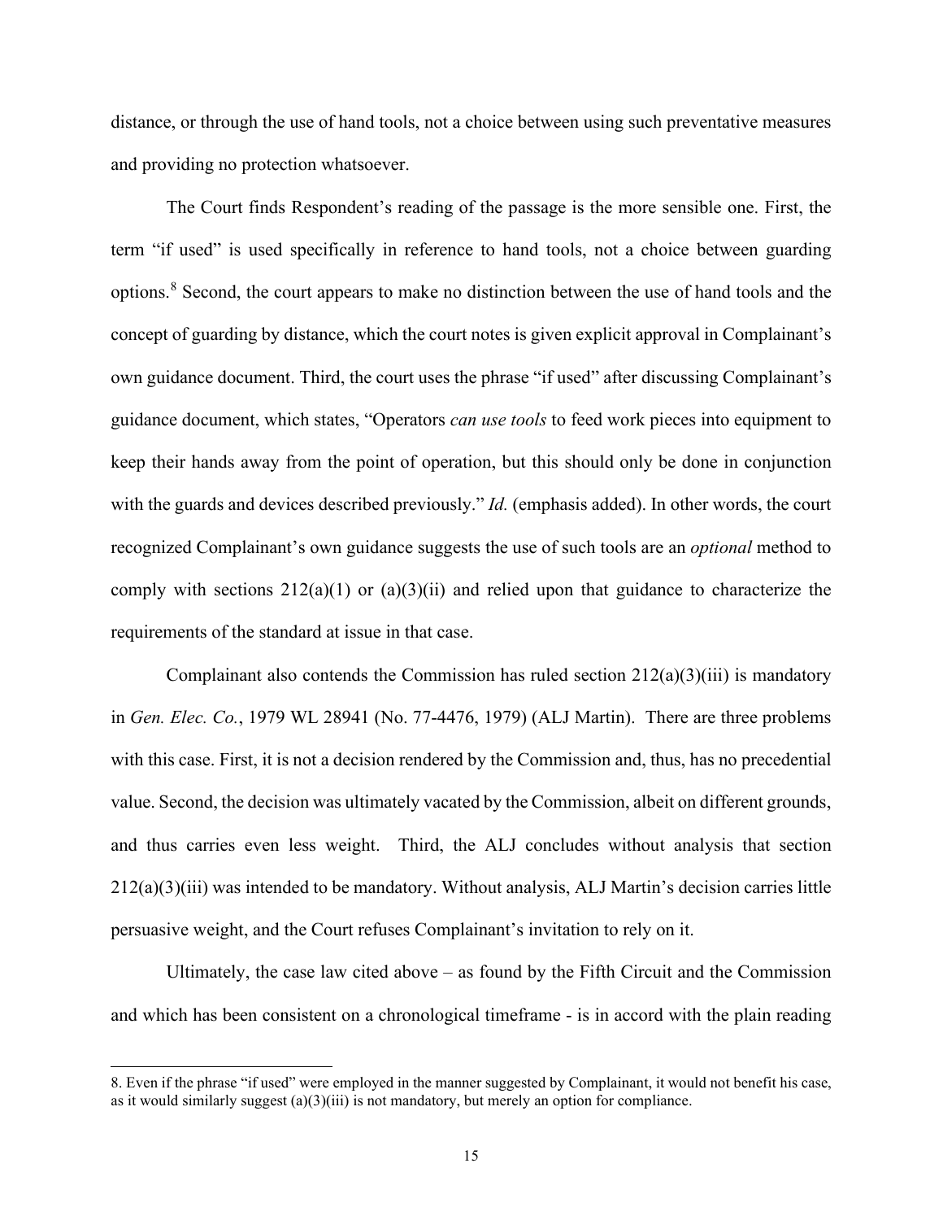distance, or through the use of hand tools, not a choice between using such preventative measures and providing no protection whatsoever.

The Court finds Respondent's reading of the passage is the more sensible one. First, the term "if used" is used specifically in reference to hand tools, not a choice between guarding options.[8] Second, the court appears to make no distinction between the use of hand tools and the concept of guarding by distance, which the court notes is given explicit approval in Complainant's own guidance document. Third, the court uses the phrase "if used" after discussing Complainant's guidance document, which states, "Operators *can use tools* to feed work pieces into equipment to keep their hands away from the point of operation, but this should only be done in conjunction with the guards and devices described previously." *Id.* (emphasis added). In other words, the court recognized Complainant's own guidance suggests the use of such tools are an *optional* method to comply with sections 212(a)(1) or (a)(3)(ii) and relied upon that guidance to characterize the requirements of the standard at issue in that case.

Complainant also contends the Commission has ruled section 212(a)(3)(iii) is mandatory in *Gen. Elec. Co.*, 1979 WL 28941 (No. 77-4476, 1979) (ALJ Martin). There are three problems with this case. First, it is not a decision rendered by the Commission and, thus, has no precedential value. Second, the decision was ultimately vacated by the Commission, albeit on different grounds, and thus carries even less weight. Third, the ALJ concludes without analysis that section 212(a)(3)(iii) was intended to be mandatory. Without analysis, ALJ Martin's decision carries little persuasive weight, and the Court refuses Complainant's invitation to rely on it.

Ultimately, the case law cited above – as found by the Fifth Circuit and the Commission and which has been consistent on a chronological timeframe - is in accord with the plain reading

---

8. Even if the phrase "if used" were employed in the manner suggested by Complainant, it would not benefit his case, as it would similarly suggest (a)(3)(iii) is not mandatory, but merely an option for compliance.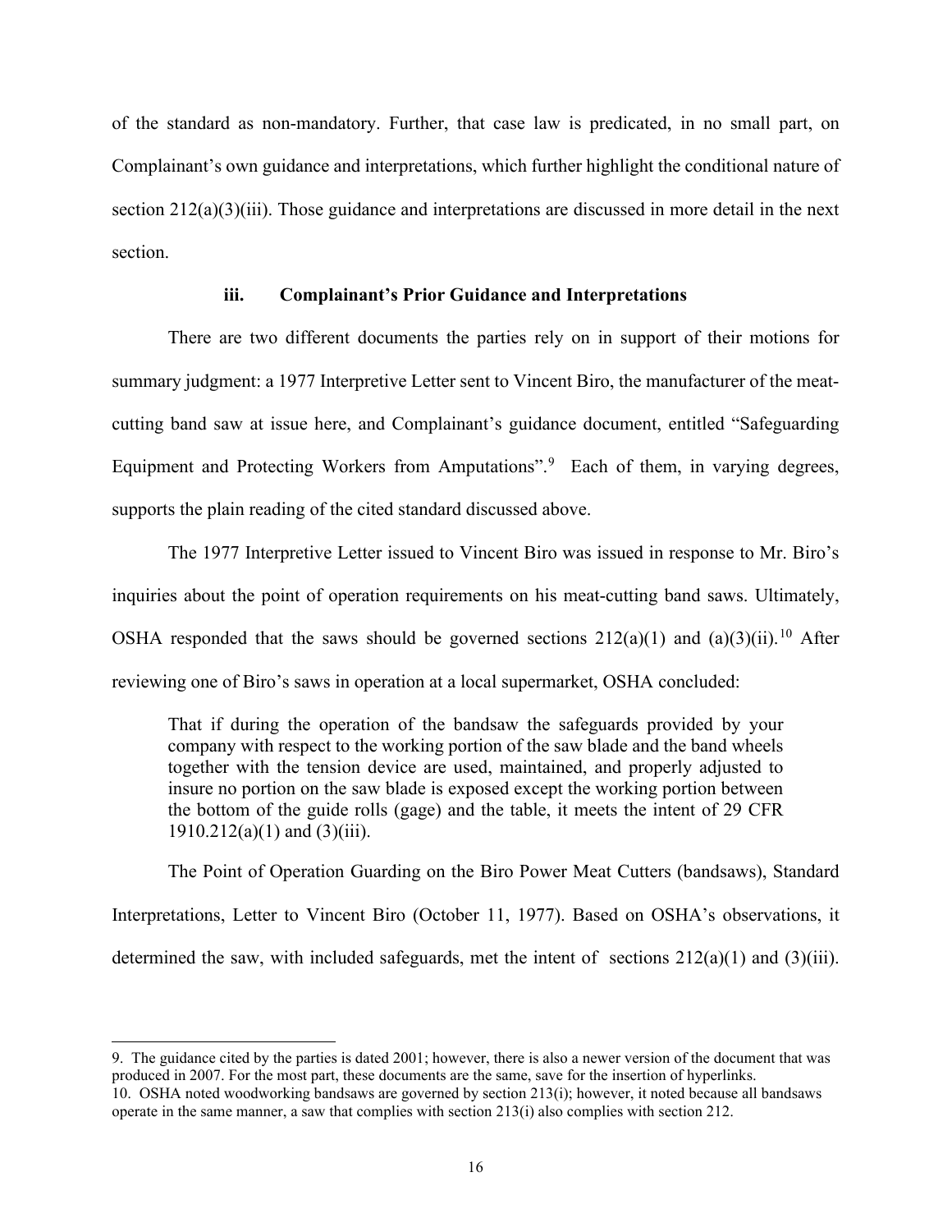of the standard as non-mandatory. Further, that case law is predicated, in no small part, on Complainant's own guidance and interpretations, which further highlight the conditional nature of section 212(a)(3)(iii). Those guidance and interpretations are discussed in more detail in the next section.

### iii. Complainant's Prior Guidance and Interpretations

There are two different documents the parties rely on in support of their motions for summary judgment: a 1977 Interpretive Letter sent to Vincent Biro, the manufacturer of the meat-cutting band saw at issue here, and Complainant's guidance document, entitled "Safeguarding Equipment and Protecting Workers from Amputations".[9] Each of them, in varying degrees, supports the plain reading of the cited standard discussed above.

The 1977 Interpretive Letter issued to Vincent Biro was issued in response to Mr. Biro's inquiries about the point of operation requirements on his meat-cutting band saws. Ultimately, OSHA responded that the saws should be governed sections 212(a)(1) and (a)(3)(ii).[10] After reviewing one of Biro's saws in operation at a local supermarket, OSHA concluded:

> That if during the operation of the bandsaw the safeguards provided by your company with respect to the working portion of the saw blade and the band wheels together with the tension device are used, maintained, and properly adjusted to insure no portion on the saw blade is exposed except the working portion between the bottom of the guide rolls (gage) and the table, it meets the intent of 29 CFR 1910.212(a)(1) and (3)(iii).

The Point of Operation Guarding on the Biro Power Meat Cutters (bandsaws), Standard Interpretations, Letter to Vincent Biro (October 11, 1977). Based on OSHA's observations, it determined the saw, with included safeguards, met the intent of sections 212(a)(1) and (3)(iii).

---

9. The guidance cited by the parties is dated 2001; however, there is also a newer version of the document that was produced in 2007. For the most part, these documents are the same, save for the insertion of hyperlinks.

10. OSHA noted woodworking bandsaws are governed by section 213(i); however, it noted because all bandsaws operate in the same manner, a saw that complies with section 213(i) also complies with section 212.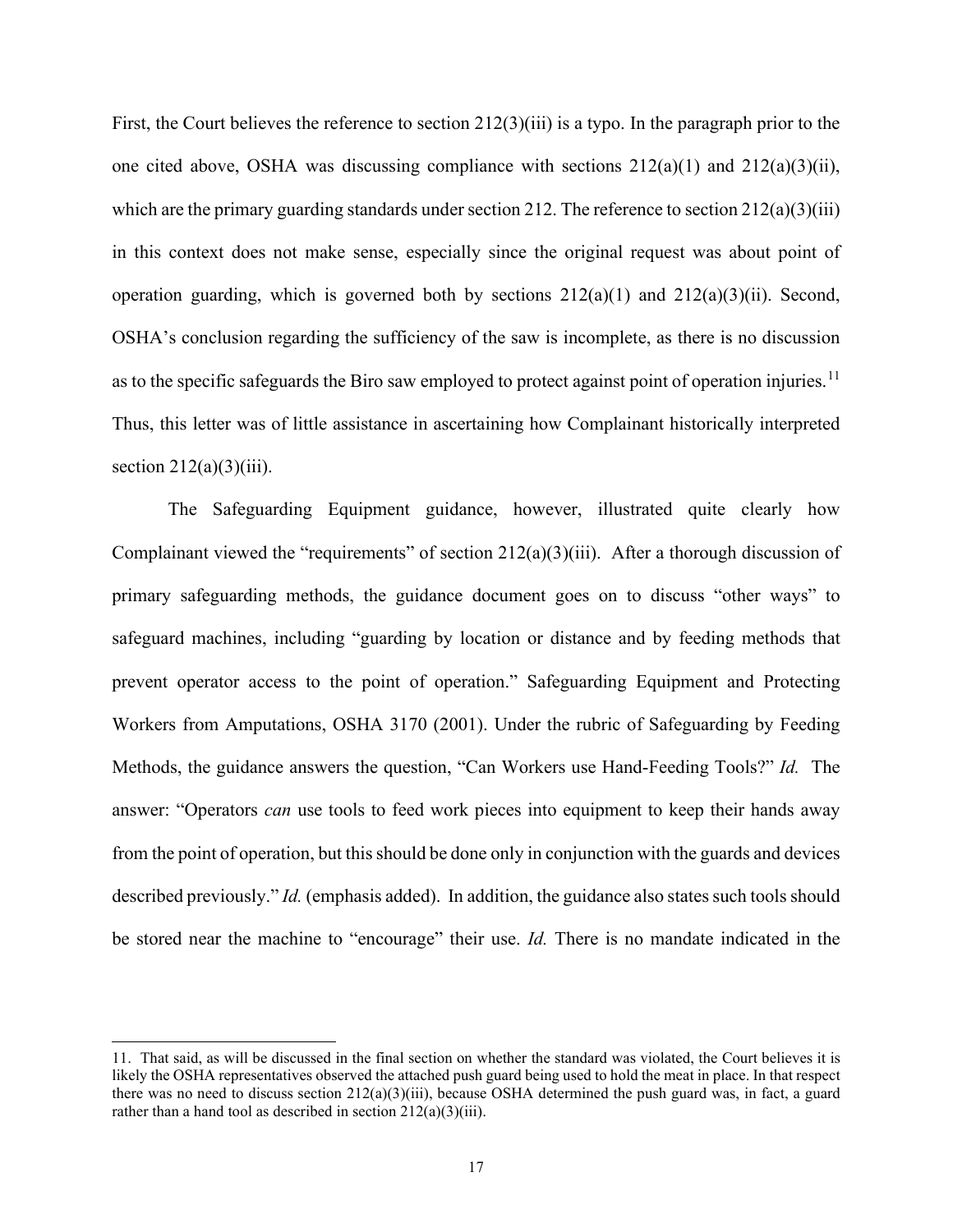First, the Court believes the reference to section 212(3)(iii) is a typo. In the paragraph prior to the one cited above, OSHA was discussing compliance with sections 212(a)(1) and 212(a)(3)(ii), which are the primary guarding standards under section 212. The reference to section 212(a)(3)(iii) in this context does not make sense, especially since the original request was about point of operation guarding, which is governed both by sections 212(a)(1) and 212(a)(3)(ii). Second, OSHA's conclusion regarding the sufficiency of the saw is incomplete, as there is no discussion as to the specific safeguards the Biro saw employed to protect against point of operation injuries.[11] Thus, this letter was of little assistance in ascertaining how Complainant historically interpreted section 212(a)(3)(iii).

The Safeguarding Equipment guidance, however, illustrated quite clearly how Complainant viewed the "requirements" of section 212(a)(3)(iii). After a thorough discussion of primary safeguarding methods, the guidance document goes on to discuss "other ways" to safeguard machines, including "guarding by location or distance and by feeding methods that prevent operator access to the point of operation." Safeguarding Equipment and Protecting Workers from Amputations, OSHA 3170 (2001). Under the rubric of Safeguarding by Feeding Methods, the guidance answers the question, "Can Workers use Hand-Feeding Tools?" *Id.* The answer: "Operators *can* use tools to feed work pieces into equipment to keep their hands away from the point of operation, but this should be done only in conjunction with the guards and devices described previously." *Id.* (emphasis added). In addition, the guidance also states such tools should be stored near the machine to "encourage" their use. *Id.* There is no mandate indicated in the

11. That said, as will be discussed in the final section on whether the standard was violated, the Court believes it is likely the OSHA representatives observed the attached push guard being used to hold the meat in place. In that respect there was no need to discuss section 212(a)(3)(iii), because OSHA determined the push guard was, in fact, a guard rather than a hand tool as described in section 212(a)(3)(iii).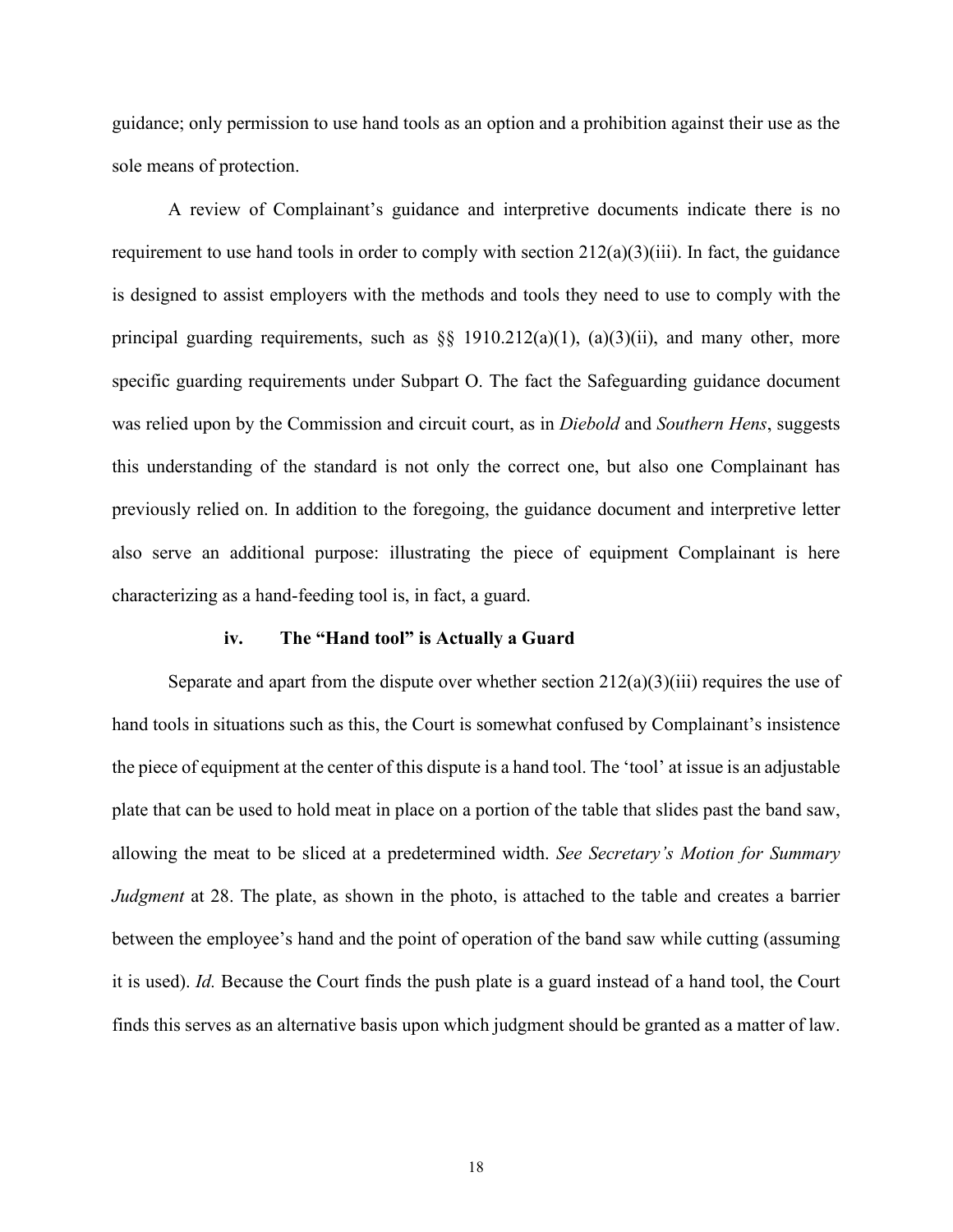guidance; only permission to use hand tools as an option and a prohibition against their use as the sole means of protection.

A review of Complainant's guidance and interpretive documents indicate there is no requirement to use hand tools in order to comply with section 212(a)(3)(iii). In fact, the guidance is designed to assist employers with the methods and tools they need to use to comply with the principal guarding requirements, such as §§ 1910.212(a)(1), (a)(3)(ii), and many other, more specific guarding requirements under Subpart O. The fact the Safeguarding guidance document was relied upon by the Commission and circuit court, as in *Diebold* and *Southern Hens*, suggests this understanding of the standard is not only the correct one, but also one Complainant has previously relied on. In addition to the foregoing, the guidance document and interpretive letter also serve an additional purpose: illustrating the piece of equipment Complainant is here characterizing as a hand-feeding tool is, in fact, a guard.

#### iv. The "Hand tool" is Actually a Guard

Separate and apart from the dispute over whether section 212(a)(3)(iii) requires the use of hand tools in situations such as this, the Court is somewhat confused by Complainant's insistence the piece of equipment at the center of this dispute is a hand tool. The 'tool' at issue is an adjustable plate that can be used to hold meat in place on a portion of the table that slides past the band saw, allowing the meat to be sliced at a predetermined width. *See Secretary's Motion for Summary Judgment* at 28. The plate, as shown in the photo, is attached to the table and creates a barrier between the employee's hand and the point of operation of the band saw while cutting (assuming it is used). *Id.* Because the Court finds the push plate is a guard instead of a hand tool, the Court finds this serves as an alternative basis upon which judgment should be granted as a matter of law.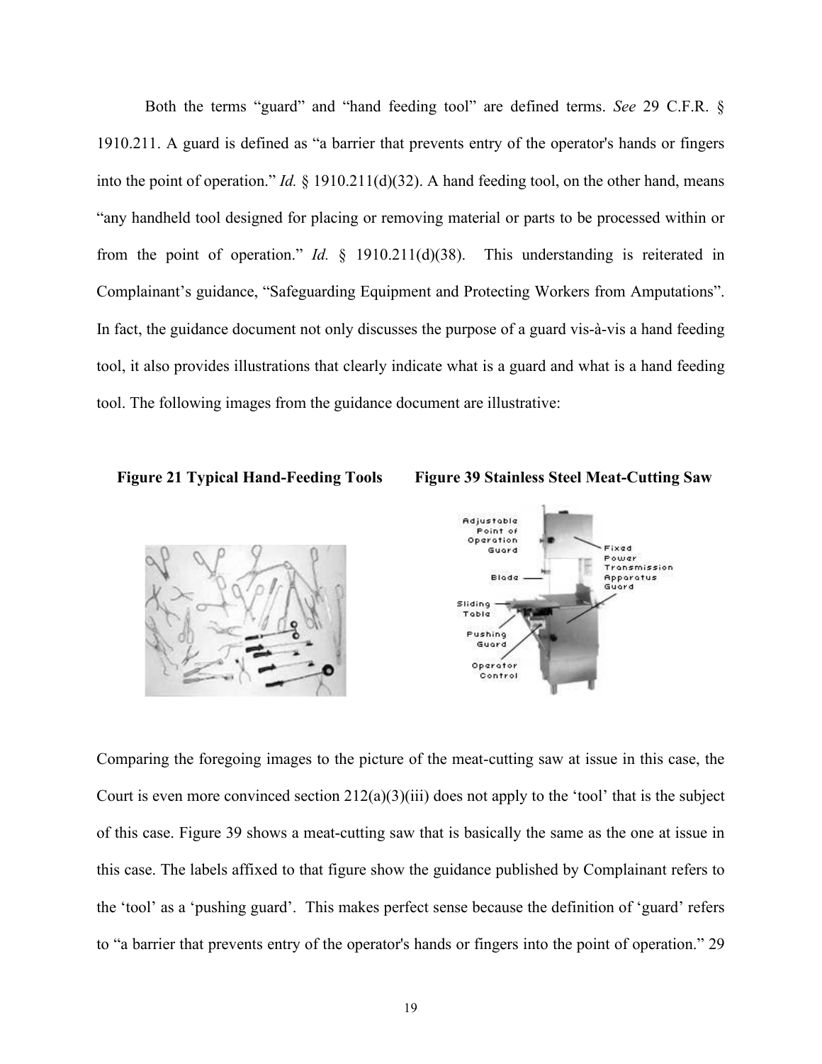Both the terms "guard" and "hand feeding tool" are defined terms. *See* 29 C.F.R. § 1910.211. A guard is defined as "a barrier that prevents entry of the operator's hands or fingers into the point of operation." *Id.* § 1910.211(d)(32). A hand feeding tool, on the other hand, means "any handheld tool designed for placing or removing material or parts to be processed within or from the point of operation." *Id.* § 1910.211(d)(38). This understanding is reiterated in Complainant's guidance, "Safeguarding Equipment and Protecting Workers from Amputations". In fact, the guidance document not only discusses the purpose of a guard vis-à-vis a hand feeding tool, it also provides illustrations that clearly indicate what is a guard and what is a hand feeding tool. The following images from the guidance document are illustrative:

**Figure 21 Typical Hand-Feeding Tools** **Figure 39 Stainless Steel Meat-Cutting Saw**

Comparing the foregoing images to the picture of the meat-cutting saw at issue in this case, the Court is even more convinced section 212(a)(3)(iii) does not apply to the 'tool' that is the subject of this case. Figure 39 shows a meat-cutting saw that is basically the same as the one at issue in this case. The labels affixed to that figure show the guidance published by Complainant refers to the 'tool' as a 'pushing guard'. This makes perfect sense because the definition of 'guard' refers to "a barrier that prevents entry of the operator's hands or fingers into the point of operation." 29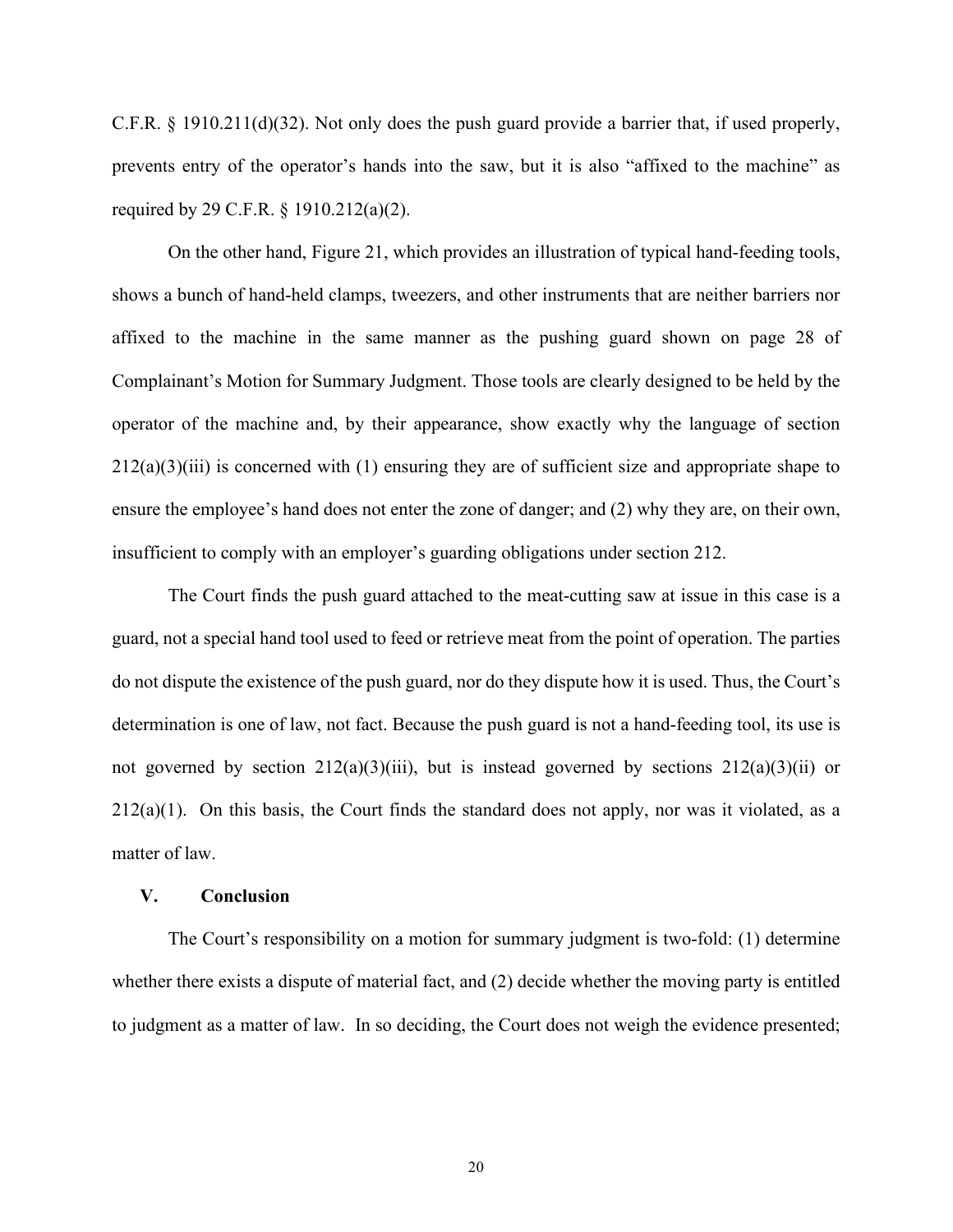C.F.R. § 1910.211(d)(32). Not only does the push guard provide a barrier that, if used properly, prevents entry of the operator's hands into the saw, but it is also "affixed to the machine" as required by 29 C.F.R. § 1910.212(a)(2).

On the other hand, Figure 21, which provides an illustration of typical hand-feeding tools, shows a bunch of hand-held clamps, tweezers, and other instruments that are neither barriers nor affixed to the machine in the same manner as the pushing guard shown on page 28 of Complainant's Motion for Summary Judgment. Those tools are clearly designed to be held by the operator of the machine and, by their appearance, show exactly why the language of section 212(a)(3)(iii) is concerned with (1) ensuring they are of sufficient size and appropriate shape to ensure the employee's hand does not enter the zone of danger; and (2) why they are, on their own, insufficient to comply with an employer's guarding obligations under section 212.

The Court finds the push guard attached to the meat-cutting saw at issue in this case is a guard, not a special hand tool used to feed or retrieve meat from the point of operation. The parties do not dispute the existence of the push guard, nor do they dispute how it is used. Thus, the Court's determination is one of law, not fact. Because the push guard is not a hand-feeding tool, its use is not governed by section 212(a)(3)(iii), but is instead governed by sections 212(a)(3)(ii) or 212(a)(1). On this basis, the Court finds the standard does not apply, nor was it violated, as a matter of law.

## V. Conclusion

The Court's responsibility on a motion for summary judgment is two-fold: (1) determine whether there exists a dispute of material fact, and (2) decide whether the moving party is entitled to judgment as a matter of law. In so deciding, the Court does not weigh the evidence presented;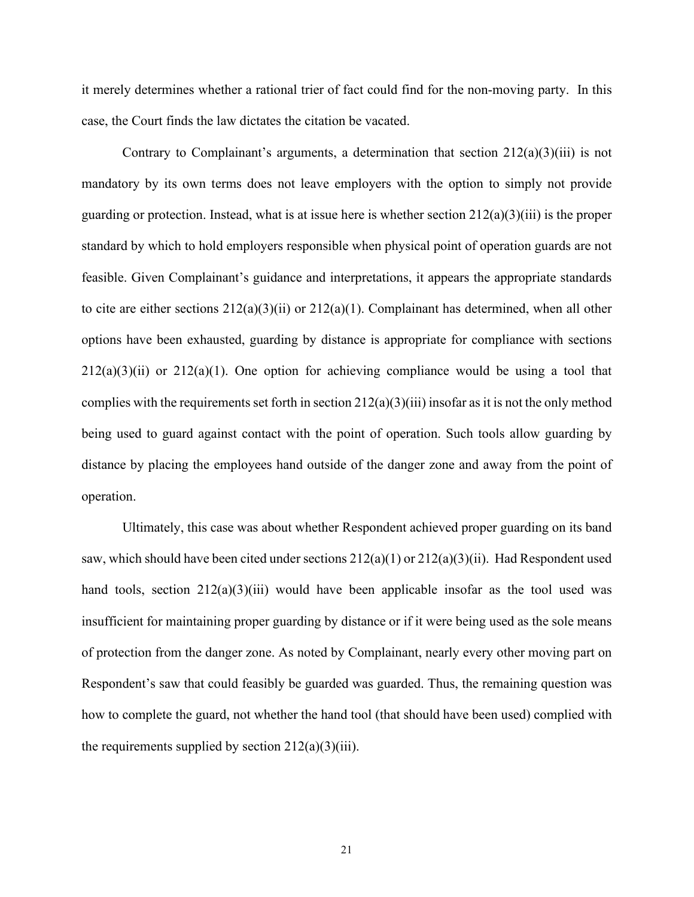it merely determines whether a rational trier of fact could find for the non-moving party. In this case, the Court finds the law dictates the citation be vacated.

Contrary to Complainant's arguments, a determination that section 212(a)(3)(iii) is not mandatory by its own terms does not leave employers with the option to simply not provide guarding or protection. Instead, what is at issue here is whether section 212(a)(3)(iii) is the proper standard by which to hold employers responsible when physical point of operation guards are not feasible. Given Complainant's guidance and interpretations, it appears the appropriate standards to cite are either sections 212(a)(3)(ii) or 212(a)(1). Complainant has determined, when all other options have been exhausted, guarding by distance is appropriate for compliance with sections 212(a)(3)(ii) or 212(a)(1). One option for achieving compliance would be using a tool that complies with the requirements set forth in section 212(a)(3)(iii) insofar as it is not the only method being used to guard against contact with the point of operation. Such tools allow guarding by distance by placing the employees hand outside of the danger zone and away from the point of operation.

Ultimately, this case was about whether Respondent achieved proper guarding on its band saw, which should have been cited under sections 212(a)(1) or 212(a)(3)(ii). Had Respondent used hand tools, section 212(a)(3)(iii) would have been applicable insofar as the tool used was insufficient for maintaining proper guarding by distance or if it were being used as the sole means of protection from the danger zone. As noted by Complainant, nearly every other moving part on Respondent's saw that could feasibly be guarded was guarded. Thus, the remaining question was how to complete the guard, not whether the hand tool (that should have been used) complied with the requirements supplied by section 212(a)(3)(iii).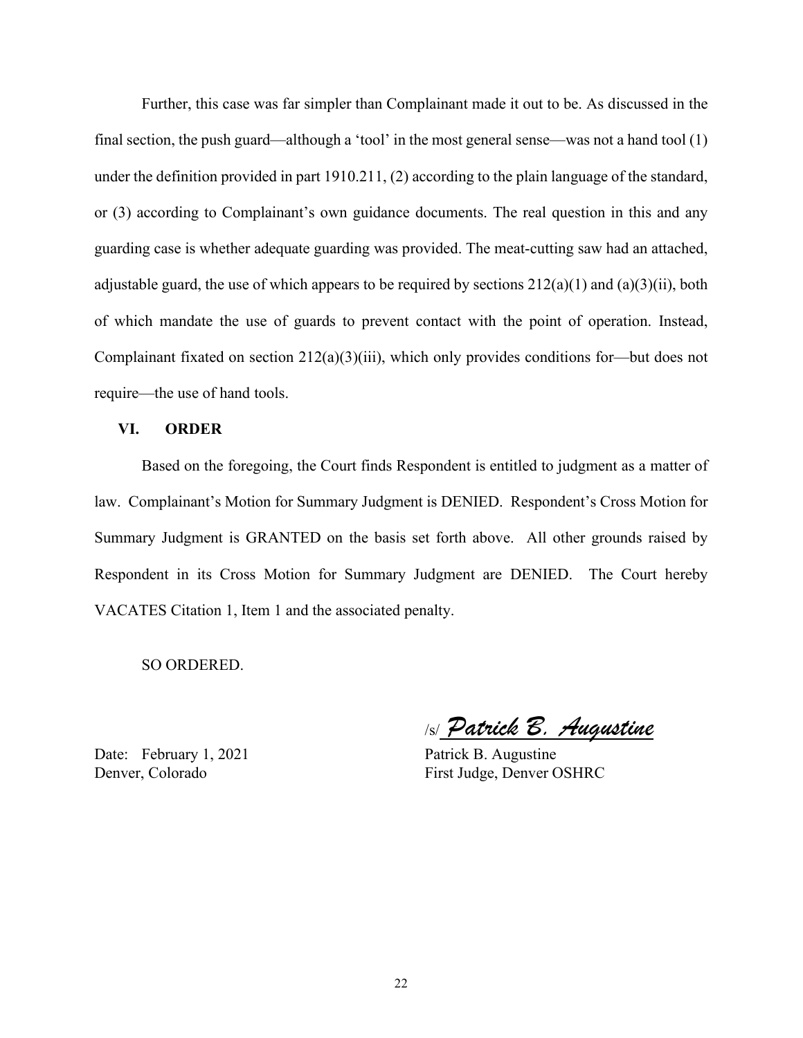Further, this case was far simpler than Complainant made it out to be. As discussed in the final section, the push guard—although a 'tool' in the most general sense—was not a hand tool (1) under the definition provided in part 1910.211, (2) according to the plain language of the standard, or (3) according to Complainant's own guidance documents. The real question in this and any guarding case is whether adequate guarding was provided. The meat-cutting saw had an attached, adjustable guard, the use of which appears to be required by sections 212(a)(1) and (a)(3)(ii), both of which mandate the use of guards to prevent contact with the point of operation. Instead, Complainant fixated on section 212(a)(3)(iii), which only provides conditions for—but does not require—the use of hand tools.

## VI. ORDER

Based on the foregoing, the Court finds Respondent is entitled to judgment as a matter of law. Complainant's Motion for Summary Judgment is DENIED. Respondent's Cross Motion for Summary Judgment is GRANTED on the basis set forth above. All other grounds raised by Respondent in its Cross Motion for Summary Judgment are DENIED. The Court hereby VACATES Citation 1, Item 1 and the associated penalty.

SO ORDERED.

/s/ *Patrick B. Augustine*

Patrick B. Augustine
First Judge, Denver OSHRC

Date: February 1, 2021
Denver, Colorado